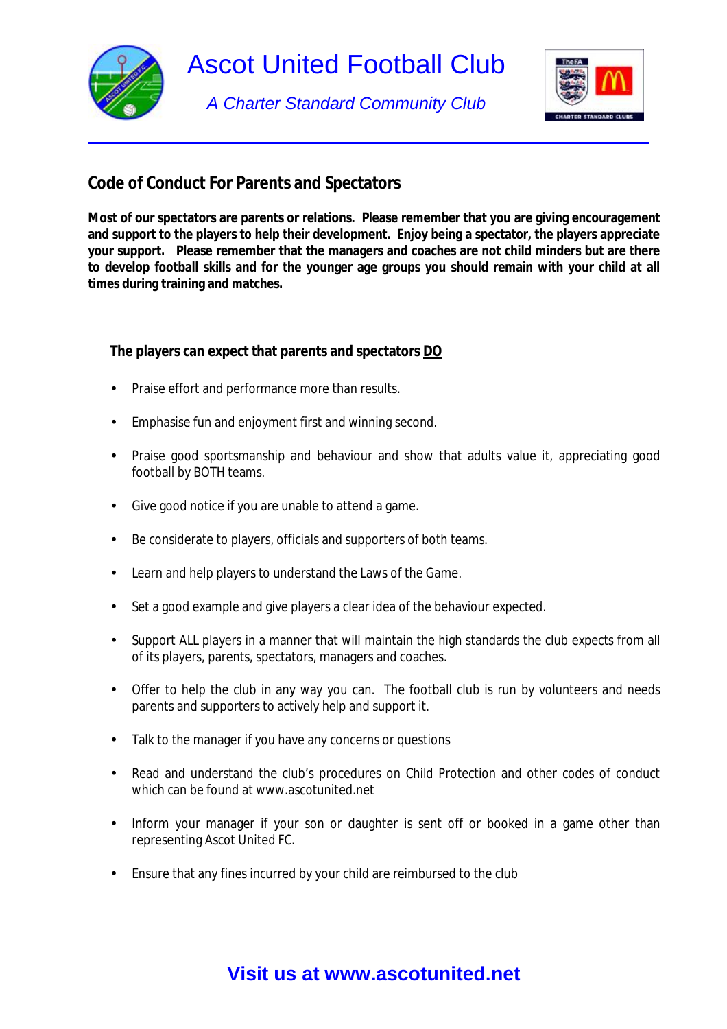# Ascot United Football Club

*A Charter Standard Community Club*

## Code of Conduct For Parents and Spectators

**Most of our spectators are parents or relations. Please remember that you are giving encouragement and support to the players to help their development. Enjoy being a spectator, the players appreciate your support. Please remember that the managers and coaches are not child minders but are there to develop football skills and for the younger age groups you should remain with your child at all times during training and matches.**

### The players can expect that parents and spectators DO

- Praise effort and performance more than results.
- Emphasise fun and enjoyment first and winning second.
- Praise good sportsmanship and behaviour and show that adults value it, appreciating good football by BOTH teams.
- Give good notice if you are unable to attend a game.
- Be considerate to players, officials and supporters of both teams.
- Learn and help players to understand the Laws of the Game.
- Set a good example and give players a clear idea of the behaviour expected.
- Support ALL players in a manner that will maintain the high standards the club expects from all of its players, parents, spectators, managers and coaches.
- Offer to help the club in any way you can. The football club is run by volunteers and needs parents and supporters to actively help and support it.
- Talk to the manager if you have any concerns or questions
- Read and understand the club's procedures on Child Protection and other codes of conduct which can be found at www.ascotunited.net
- Inform your manager if your son or daughter is sent off or booked in a game other than representing Ascot United FC.
- Ensure that any fines incurred by your child are reimbursed to the club

**Visit us at www.ascotunited.net**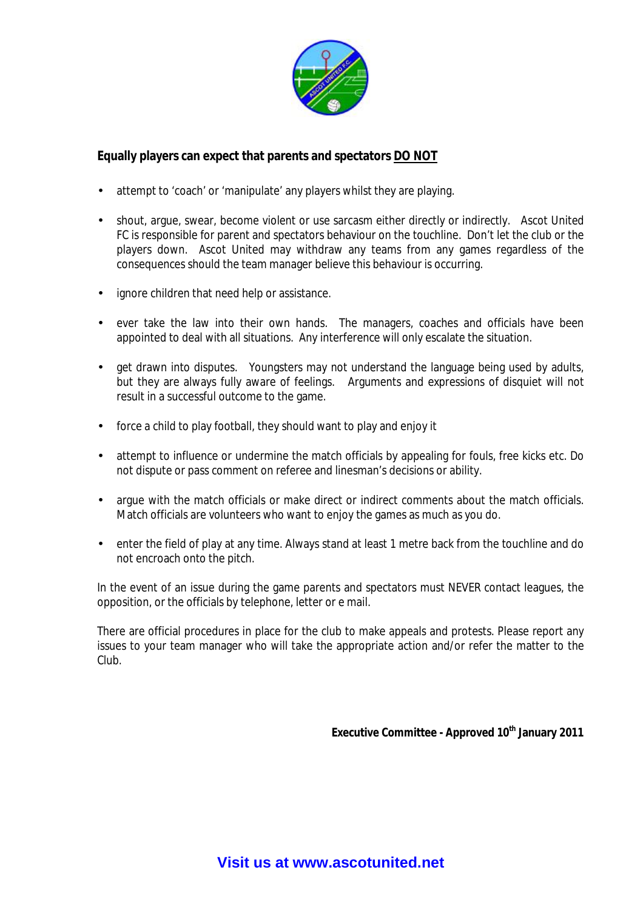**Equally players can expect that parents and spectators <u>DO NOT</u>**

- attempt to 'coach' or 'manipulate' any players whilst they are playing.
- shout, argue, swear, become violent or use sarcasm either directly or indirectly. Ascot United FC is responsible for parent and spectators behaviour on the touchline. Don't let the club or the players down. Ascot United may withdraw any teams from any games regardless of the consequences should the team manager believe this behaviour is occurring.
- ignore children that need help or assistance.
- ever take the law into their own hands. The managers, coaches and officials have been appointed to deal with all situations. Any interference will only escalate the situation.
- get drawn into disputes. Youngsters may not understand the language being used by adults, but they are always fully aware of feelings. Arguments and expressions of disquiet will not result in a successful outcome to the game.
- force a child to play football, they should want to play and enjoy it
- attempt to influence or undermine the match officials by appealing for fouls, free kicks etc. Do not dispute or pass comment on referee and linesman's decisions or ability.
- argue with the match officials or make direct or indirect comments about the match officials. Match officials are volunteers who want to enjoy the games as much as you do.
- enter the field of play at any time. Always stand at least 1 metre back from the touchline and do not encroach onto the pitch.

In the event of an issue during the game parents and spectators must NEVER contact leagues, the opposition, or the officials by telephone, letter or e mail.

There are official procedures in place for the club to make appeals and protests. Please report any issues to your team manager who will take the appropriate action and/or refer the matter to the Club.

**Executive Committee - Approved 10th January 2011**

**Visit us at www.ascotunited.net**